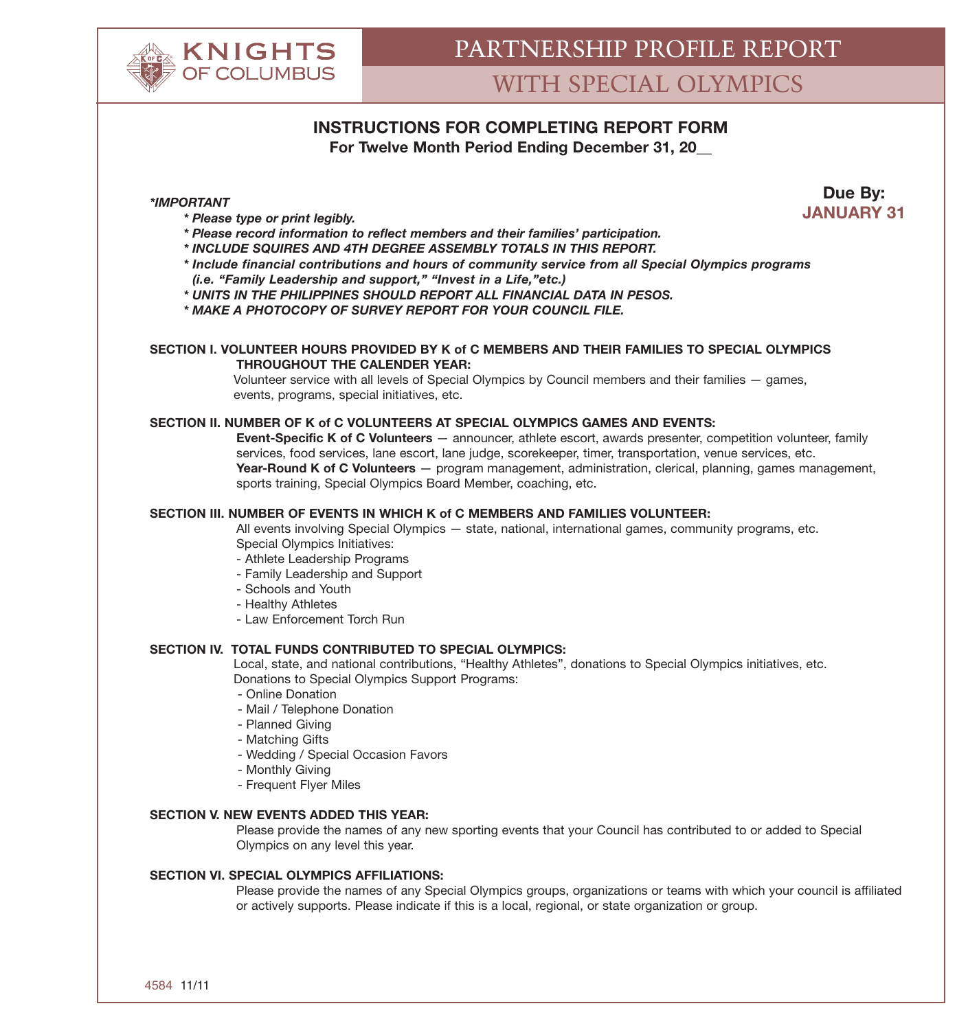# KNIGHTS OF COLUMBUS

# PARTNERSHIP PROFILE REPORT
## WITH SPECIAL OLYMPICS

## INSTRUCTIONS FOR COMPLETING REPORT FORM
**For Twelve Month Period Ending December 31, 20__**

**Due By:**
**JANUARY 31**

***IMPORTANT**

- ***Please type or print legibly.***
- ***Please record information to reflect members and their families' participation.***
- ***INCLUDE SQUIRES AND 4TH DEGREE ASSEMBLY TOTALS IN THIS REPORT.***
- ***Include financial contributions and hours of community service from all Special Olympics programs (i.e. "Family Leadership and support," "Invest in a Life,"etc.)***
- ***UNITS IN THE PHILIPPINES SHOULD REPORT ALL FINANCIAL DATA IN PESOS.***
- ***MAKE A PHOTOCOPY OF SURVEY REPORT FOR YOUR COUNCIL FILE.***

**SECTION I. VOLUNTEER HOURS PROVIDED BY K of C MEMBERS AND THEIR FAMILIES TO SPECIAL OLYMPICS THROUGHOUT THE CALENDER YEAR:**

Volunteer service with all levels of Special Olympics by Council members and their families — games, events, programs, special initiatives, etc.

**SECTION II. NUMBER OF K of C VOLUNTEERS AT SPECIAL OLYMPICS GAMES AND EVENTS:**

**Event-Specific K of C Volunteers** — announcer, athlete escort, awards presenter, competition volunteer, family services, food services, lane escort, lane judge, scorekeeper, timer, transportation, venue services, etc.

**Year-Round K of C Volunteers** — program management, administration, clerical, planning, games management, sports training, Special Olympics Board Member, coaching, etc.

**SECTION III. NUMBER OF EVENTS IN WHICH K of C MEMBERS AND FAMILIES VOLUNTEER:**

All events involving Special Olympics — state, national, international games, community programs, etc.

Special Olympics Initiatives:
- Athlete Leadership Programs
- Family Leadership and Support
- Schools and Youth
- Healthy Athletes
- Law Enforcement Torch Run

**SECTION IV. TOTAL FUNDS CONTRIBUTED TO SPECIAL OLYMPICS:**

Local, state, and national contributions, "Healthy Athletes", donations to Special Olympics initiatives, etc.

Donations to Special Olympics Support Programs:
- Online Donation
- Mail / Telephone Donation
- Planned Giving
- Matching Gifts
- Wedding / Special Occasion Favors
- Monthly Giving
- Frequent Flyer Miles

**SECTION V. NEW EVENTS ADDED THIS YEAR:**

Please provide the names of any new sporting events that your Council has contributed to or added to Special Olympics on any level this year.

**SECTION VI. SPECIAL OLYMPICS AFFILIATIONS:**

Please provide the names of any Special Olympics groups, organizations or teams with which your council is affiliated or actively supports. Please indicate if this is a local, regional, or state organization or group.

4584 11/11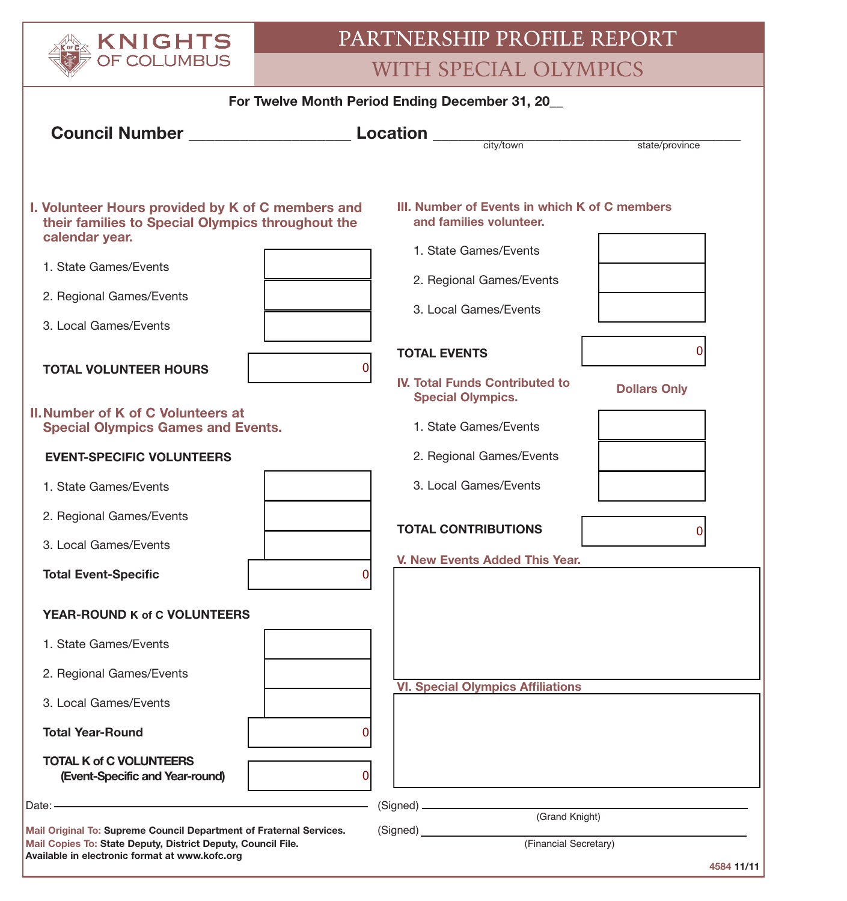# KNIGHTS OF COLUMBUS

# PARTNERSHIP PROFILE REPORT WITH SPECIAL OLYMPICS

**For Twelve Month Period Ending December 31, 20__**

**Council Number** ____________________ **Location** ________________________________________

city/town state/province

### I. Volunteer Hours provided by K of C members and their families to Special Olympics throughout the calendar year.

| | |
|---|---|
| 1. State Games/Events | |
| 2. Regional Games/Events | |
| 3. Local Games/Events | |
| **TOTAL VOLUNTEER HOURS** | 0 |

### II. Number of K of C Volunteers at Special Olympics Games and Events.

**EVENT-SPECIFIC VOLUNTEERS**

| | |
|---|---|
| 1. State Games/Events | |
| 2. Regional Games/Events | |
| 3. Local Games/Events | |
| **Total Event-Specific** | 0 |

**YEAR-ROUND K of C VOLUNTEERS**

| | |
|---|---|
| 1. State Games/Events | |
| 2. Regional Games/Events | |
| 3. Local Games/Events | |
| **Total Year-Round** | 0 |
| **TOTAL K of C VOLUNTEERS (Event-Specific and Year-round)** | 0 |

### III. Number of Events in which K of C members and families volunteer.

| | |
|---|---|
| 1. State Games/Events | |
| 2. Regional Games/Events | |
| 3. Local Games/Events | |
| **TOTAL EVENTS** | 0 |

### IV. Total Funds Contributed to Special Olympics.

| | Dollars Only |
|---|---|
| 1. State Games/Events | |
| 2. Regional Games/Events | |
| 3. Local Games/Events | |
| **TOTAL CONTRIBUTIONS** | 0 |

### V. New Events Added This Year.

### VI. Special Olympics Affiliations

Date: ____________________

(Signed) ____________________ (Grand Knight)

(Signed) ____________________ (Financial Secretary)

**Mail Original To:** Supreme Council Department of Fraternal Services.
**Mail Copies To:** State Deputy, District Deputy, Council File.
**Available in electronic format at www.kofc.org**

4584 11/11